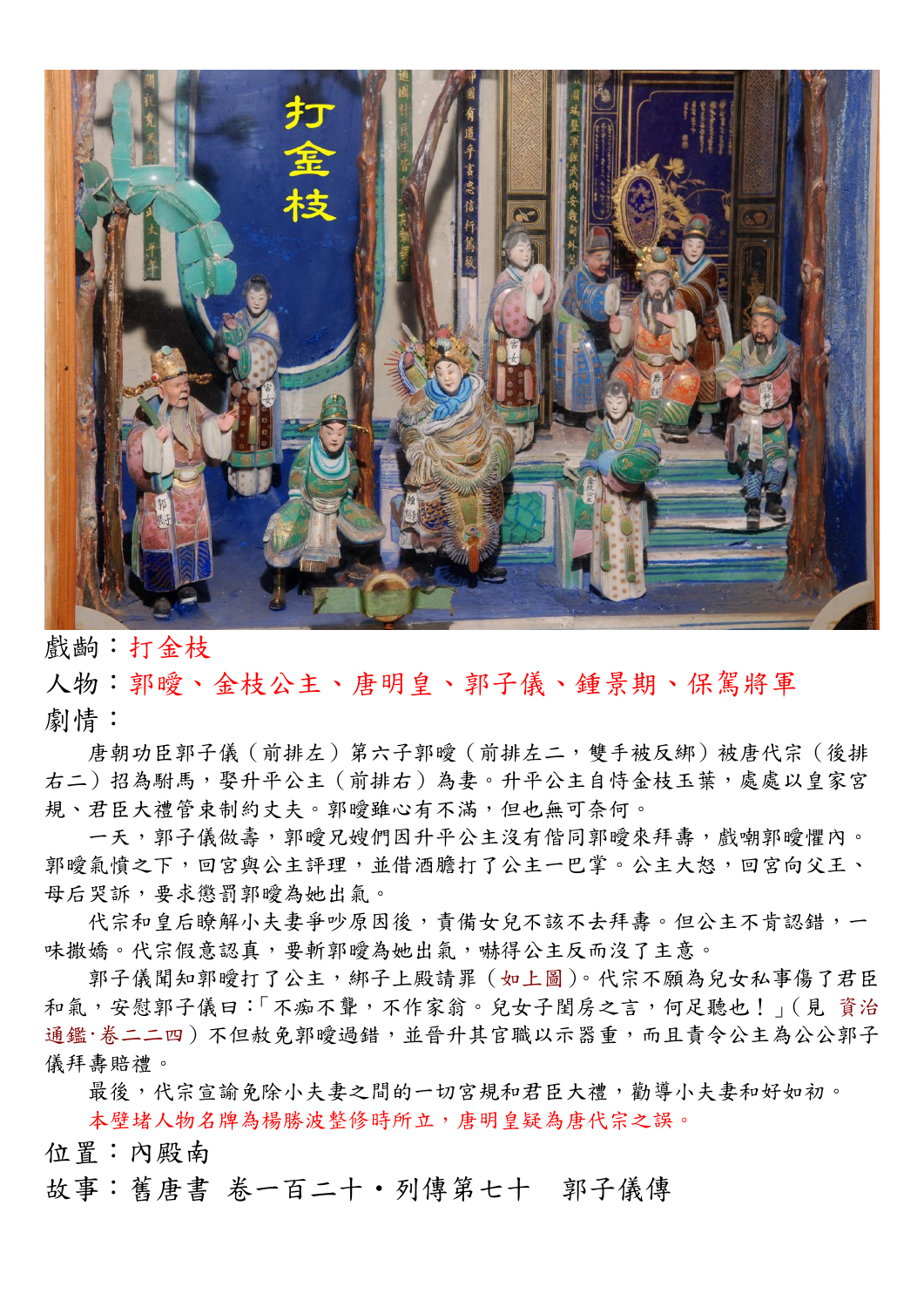戲齣：打金枝

人物：郭曖、金枝公主、唐明皇、郭子儀、鍾景期、保駕將軍

劇情：

唐朝功臣郭子儀（前排左）第六子郭曖（前排左二，雙手被反綁）被唐代宗（後排右二）招為駙馬，娶升平公主（前排右）為妻。升平公主自恃金枝玉葉，處處以皇家宮規、君臣大禮管束制約丈夫。郭曖雖心有不滿，但也無可奈何。

一天，郭子儀做壽，郭曖兄嫂們因升平公主沒有偕同郭曖來拜壽，戲嘲郭曖懼內。郭曖氣憤之下，回宮與公主評理，並借酒膽打了公主一巴掌。公主大怒，回宮向父王、母后哭訴，要求懲罰郭曖為她出氣。

代宗和皇后瞭解小夫妻爭吵原因後，責備女兒不該不去拜壽。但公主不肯認錯，一味撒嬌。代宗假意認真，要斬郭曖為她出氣，嚇得公主反而沒了主意。

郭子儀聞知郭曖打了公主，綁子上殿請罪（如上圖）。代宗不願為兒女私事傷了君臣和氣，安慰郭子儀曰：「不痴不聾，不作家翁。兒女子閨房之言，何足聽也！」（見 資治通鑑·卷二二四）不但赦免郭曖過錯，並晉升其官職以示器重，而且責令公主為公公郭子儀拜壽賠禮。

最後，代宗宣諭免除小夫妻之間的一切宮規和君臣大禮，勸導小夫妻和好如初。

本壁堵人物名牌為楊勝波整修時所立，唐明皇疑為唐代宗之誤。

位置：內殿南

故事：舊唐書 卷一百二十・列傳第七十　郭子儀傳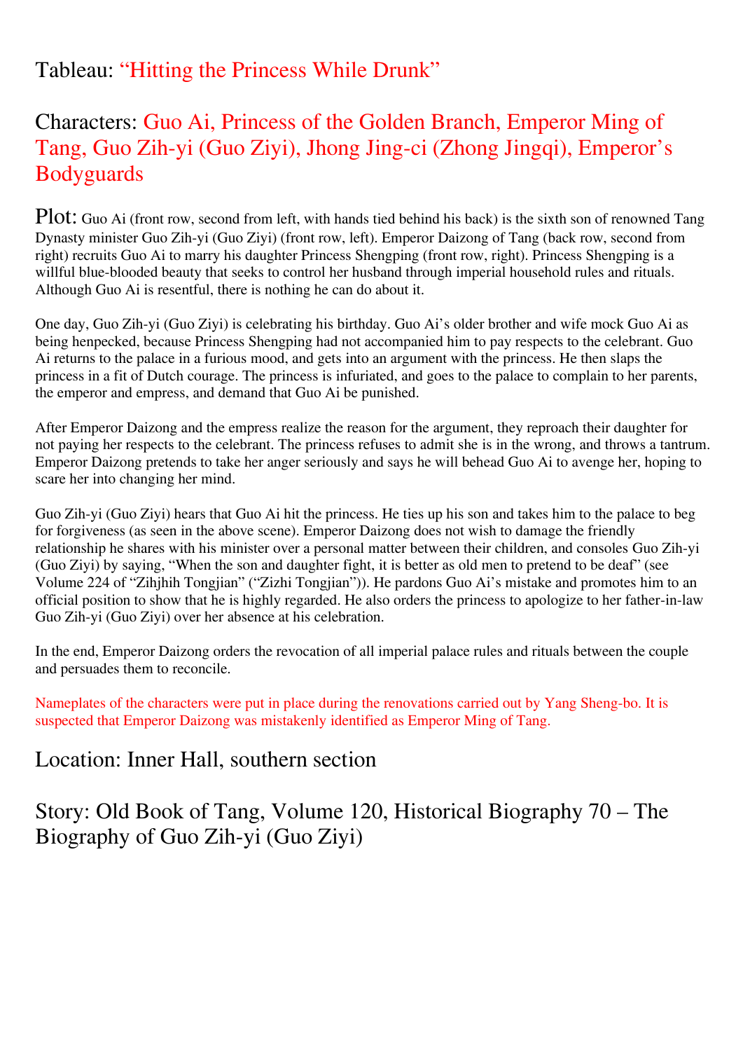## Tableau: “Hitting the Princess While Drunk”

## Characters: Guo Ai, Princess of the Golden Branch, Emperor Ming of Tang, Guo Zih-yi (Guo Ziyi), Jhong Jing-ci (Zhong Jingqi), Emperor’s Bodyguards

**Plot:** Guo Ai (front row, second from left, with hands tied behind his back) is the sixth son of renowned Tang Dynasty minister Guo Zih-yi (Guo Ziyi) (front row, left). Emperor Daizong of Tang (back row, second from right) recruits Guo Ai to marry his daughter Princess Shengping (front row, right). Princess Shengping is a willful blue-blooded beauty that seeks to control her husband through imperial household rules and rituals. Although Guo Ai is resentful, there is nothing he can do about it.

One day, Guo Zih-yi (Guo Ziyi) is celebrating his birthday. Guo Ai’s older brother and wife mock Guo Ai as being henpecked, because Princess Shengping had not accompanied him to pay respects to the celebrant. Guo Ai returns to the palace in a furious mood, and gets into an argument with the princess. He then slaps the princess in a fit of Dutch courage. The princess is infuriated, and goes to the palace to complain to her parents, the emperor and empress, and demand that Guo Ai be punished.

After Emperor Daizong and the empress realize the reason for the argument, they reproach their daughter for not paying her respects to the celebrant. The princess refuses to admit she is in the wrong, and throws a tantrum. Emperor Daizong pretends to take her anger seriously and says he will behead Guo Ai to avenge her, hoping to scare her into changing her mind.

Guo Zih-yi (Guo Ziyi) hears that Guo Ai hit the princess. He ties up his son and takes him to the palace to beg for forgiveness (as seen in the above scene). Emperor Daizong does not wish to damage the friendly relationship he shares with his minister over a personal matter between their children, and consoles Guo Zih-yi (Guo Ziyi) by saying, “When the son and daughter fight, it is better as old men to pretend to be deaf” (see Volume 224 of “Zihjhih Tongjian” (“Zizhi Tongjian”)). He pardons Guo Ai’s mistake and promotes him to an official position to show that he is highly regarded. He also orders the princess to apologize to her father-in-law Guo Zih-yi (Guo Ziyi) over her absence at his celebration.

In the end, Emperor Daizong orders the revocation of all imperial palace rules and rituals between the couple and persuades them to reconcile.

Nameplates of the characters were put in place during the renovations carried out by Yang Sheng-bo. It is suspected that Emperor Daizong was mistakenly identified as Emperor Ming of Tang.

## Location: Inner Hall, southern section

## Story: Old Book of Tang, Volume 120, Historical Biography 70 – The Biography of Guo Zih-yi (Guo Ziyi)